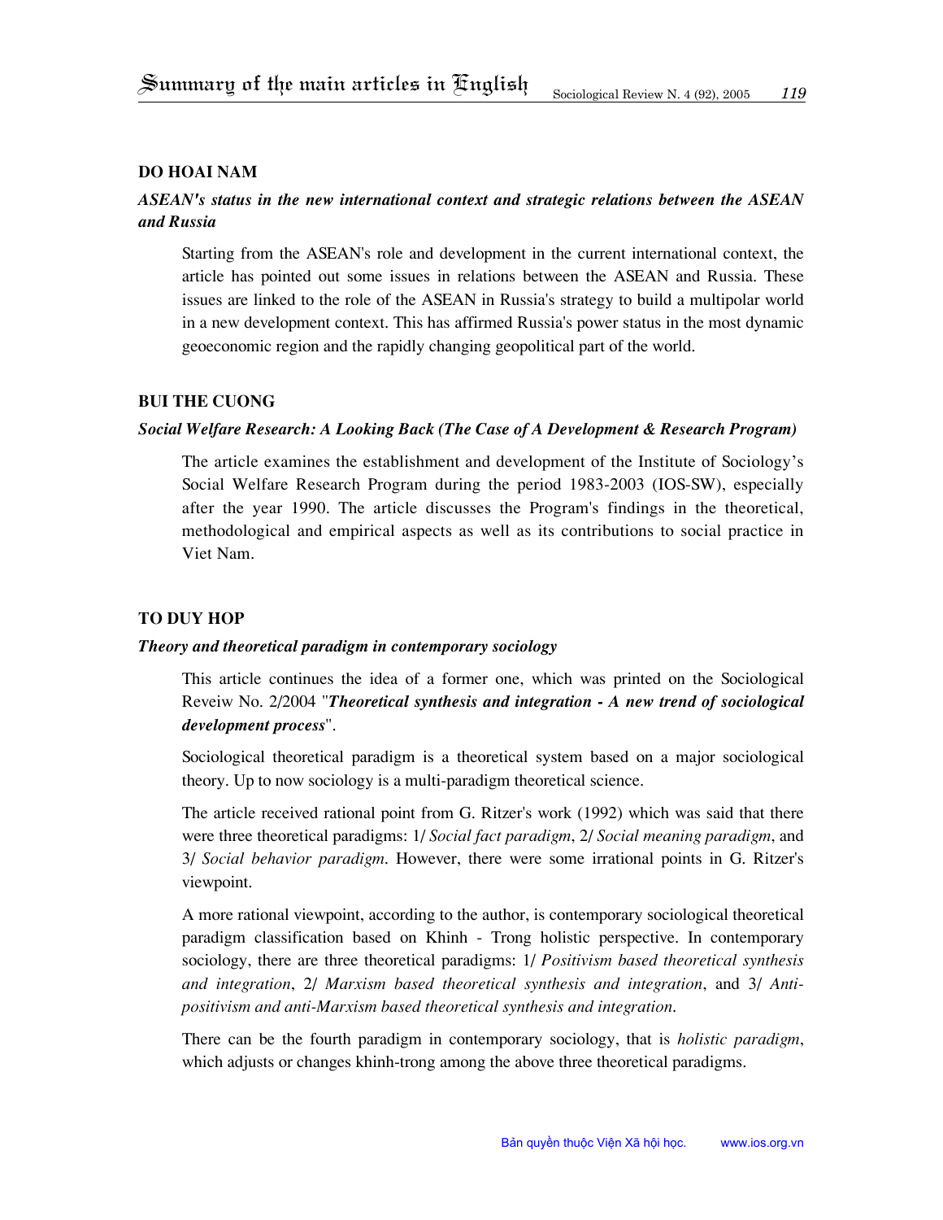# Summary of the main articles in English

## DO HOAI NAM

### *ASEAN's status in the new international context and strategic relations between the ASEAN and Russia*

Starting from the ASEAN's role and development in the current international context, the article has pointed out some issues in relations between the ASEAN and Russia. These issues are linked to the role of the ASEAN in Russia's strategy to build a multipolar world in a new development context. This has affirmed Russia's power status in the most dynamic geoeconomic region and the rapidly changing geopolitical part of the world.

## BUI THE CUONG

### *Social Welfare Research: A Looking Back (The Case of A Development & Research Program)*

The article examines the establishment and development of the Institute of Sociology's Social Welfare Research Program during the period 1983-2003 (IOS-SW), especially after the year 1990. The article discusses the Program's findings in the theoretical, methodological and empirical aspects as well as its contributions to social practice in Viet Nam.

## TO DUY HOP

### *Theory and theoretical paradigm in contemporary sociology*

This article continues the idea of a former one, which was printed on the Sociological Reveiw No. 2/2004 "***Theoretical synthesis and integration - A new trend of sociological development process***".

Sociological theoretical paradigm is a theoretical system based on a major sociological theory. Up to now sociology is a multi-paradigm theoretical science.

The article received rational point from G. Ritzer's work (1992) which was said that there were three theoretical paradigms: 1/ *Social fact paradigm*, 2/ *Social meaning paradigm*, and 3/ *Social behavior paradigm*. However, there were some irrational points in G. Ritzer's viewpoint.

A more rational viewpoint, according to the author, is contemporary sociological theoretical paradigm classification based on Khinh - Trong holistic perspective. In contemporary sociology, there are three theoretical paradigms: 1/ *Positivism based theoretical synthesis and integration*, 2/ *Marxism based theoretical synthesis and integration*, and 3/ *Anti-positivism and anti-Marxism based theoretical synthesis and integration*.

There can be the fourth paradigm in contemporary sociology, that is *holistic paradigm*, which adjusts or changes khinh-trong among the above three theoretical paradigms.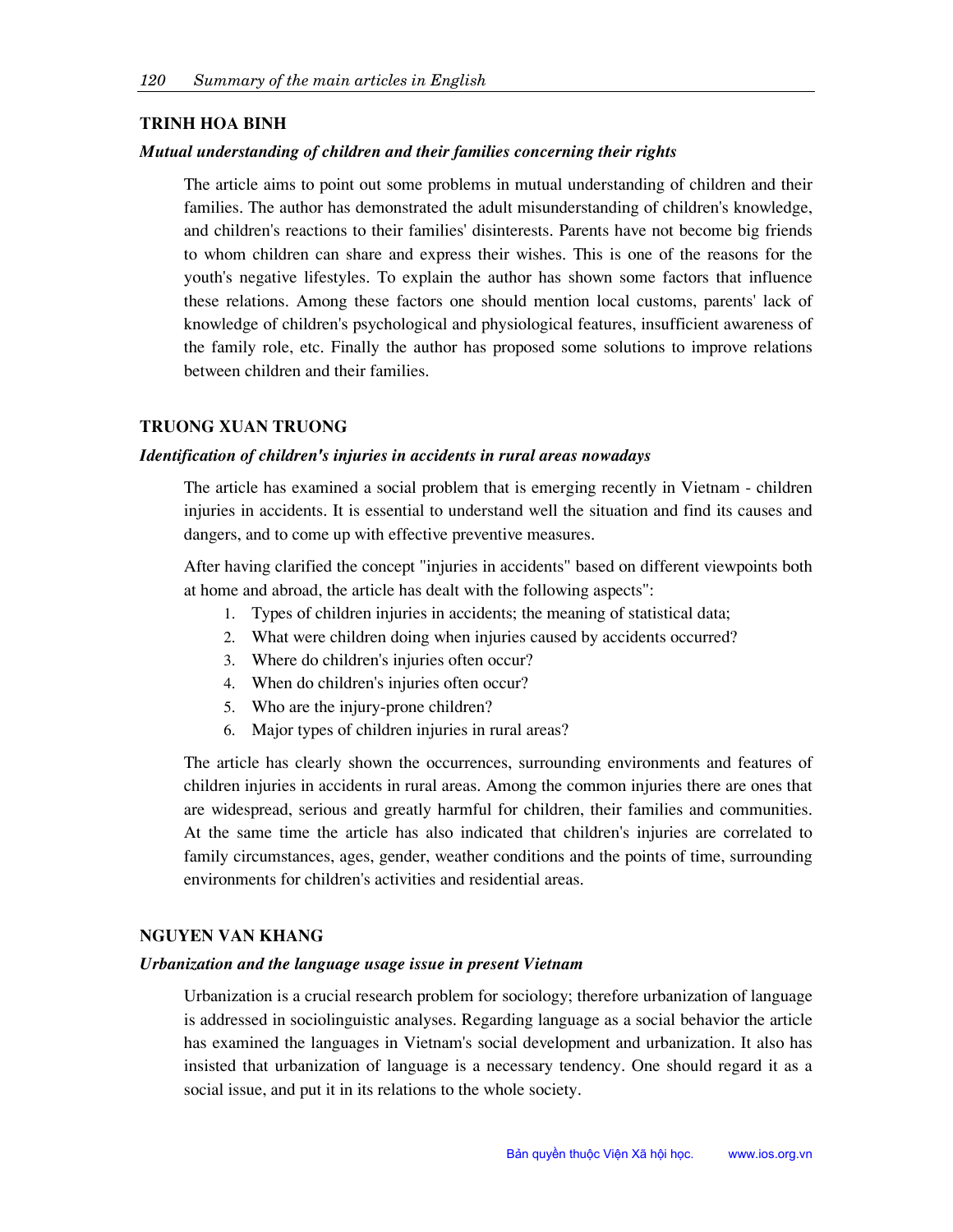### TRINH HOA BINH

***Mutual understanding of children and their families concerning their rights***

The article aims to point out some problems in mutual understanding of children and their families. The author has demonstrated the adult misunderstanding of children's knowledge, and children's reactions to their families' disinterests. Parents have not become big friends to whom children can share and express their wishes. This is one of the reasons for the youth's negative lifestyles. To explain the author has shown some factors that influence these relations. Among these factors one should mention local customs, parents' lack of knowledge of children's psychological and physiological features, insufficient awareness of the family role, etc. Finally the author has proposed some solutions to improve relations between children and their families.

### TRUONG XUAN TRUONG

***Identification of children's injuries in accidents in rural areas nowadays***

The article has examined a social problem that is emerging recently in Vietnam - children injuries in accidents. It is essential to understand well the situation and find its causes and dangers, and to come up with effective preventive measures.

After having clarified the concept "injuries in accidents" based on different viewpoints both at home and abroad, the article has dealt with the following aspects":

1. Types of children injuries in accidents; the meaning of statistical data;
2. What were children doing when injuries caused by accidents occurred?
3. Where do children's injuries often occur?
4. When do children's injuries often occur?
5. Who are the injury-prone children?
6. Major types of children injuries in rural areas?

The article has clearly shown the occurrences, surrounding environments and features of children injuries in accidents in rural areas. Among the common injuries there are ones that are widespread, serious and greatly harmful for children, their families and communities. At the same time the article has also indicated that children's injuries are correlated to family circumstances, ages, gender, weather conditions and the points of time, surrounding environments for children's activities and residential areas.

### NGUYEN VAN KHANG

***Urbanization and the language usage issue in present Vietnam***

Urbanization is a crucial research problem for sociology; therefore urbanization of language is addressed in sociolinguistic analyses. Regarding language as a social behavior the article has examined the languages in Vietnam's social development and urbanization. It also has insisted that urbanization of language is a necessary tendency. One should regard it as a social issue, and put it in its relations to the whole society.